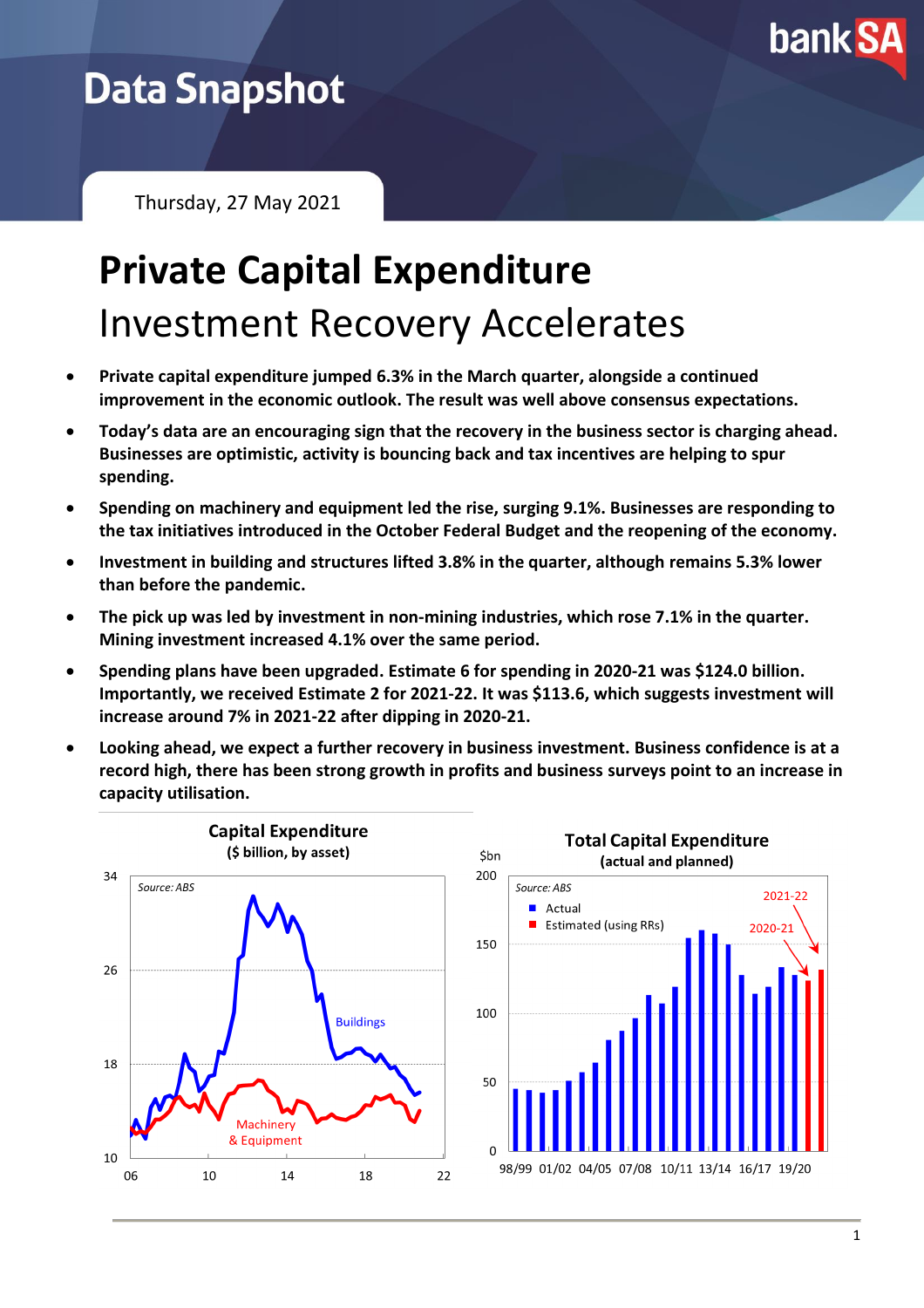Data Snapshot

Thursday, 27 May 2021

# Private Capital Expenditure

## Investment Recovery Accelerates

- **Private capital expenditure jumped 6.3% in the March quarter, alongside a continued improvement in the economic outlook. The result was well above consensus expectations.**
- **Today's data are an encouraging sign that the recovery in the business sector is charging ahead. Businesses are optimistic, activity is bouncing back and tax incentives are helping to spur spending.**
- **Spending on machinery and equipment led the rise, surging 9.1%. Businesses are responding to the tax initiatives introduced in the October Federal Budget and the reopening of the economy.**
- **Investment in building and structures lifted 3.8% in the quarter, although remains 5.3% lower than before the pandemic.**
- **The pick up was led by investment in non-mining industries, which rose 7.1% in the quarter. Mining investment increased 4.1% over the same period.**
- **Spending plans have been upgraded. Estimate 6 for spending in 2020-21 was $124.0 billion. Importantly, we received Estimate 2 for 2021-22. It was $113.6, which suggests investment will increase around 7% in 2021-22 after dipping in 2020-21.**
- **Looking ahead, we expect a further recovery in business investment. Business confidence is at a record high, there has been strong growth in profits and business surveys point to an increase in capacity utilisation.**

**Capital Expenditure**
**($ billion, by asset)**

**Total Capital Expenditure**
**(actual and planned)**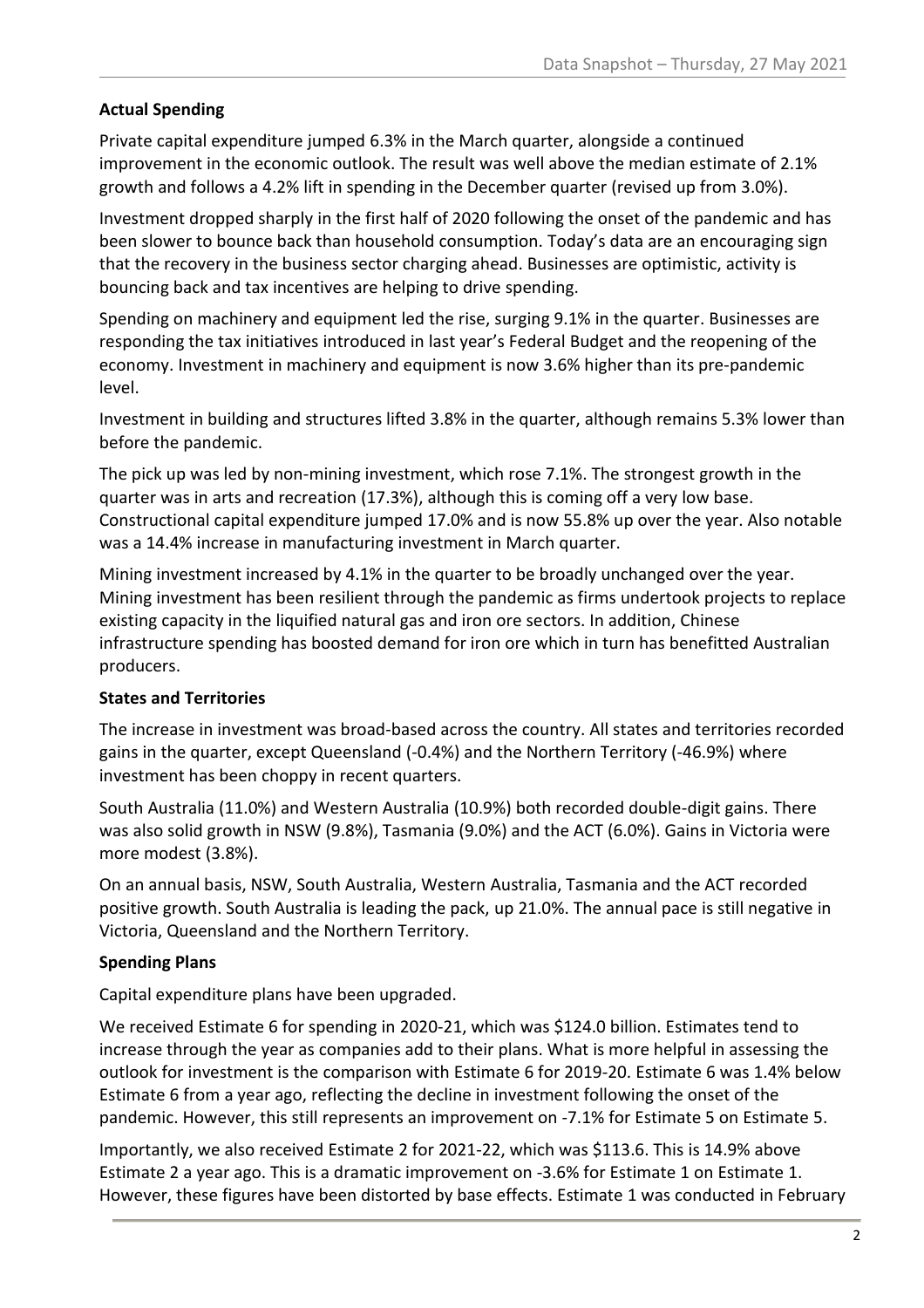**Actual Spending**

Private capital expenditure jumped 6.3% in the March quarter, alongside a continued improvement in the economic outlook. The result was well above the median estimate of 2.1% growth and follows a 4.2% lift in spending in the December quarter (revised up from 3.0%).

Investment dropped sharply in the first half of 2020 following the onset of the pandemic and has been slower to bounce back than household consumption. Today's data are an encouraging sign that the recovery in the business sector charging ahead. Businesses are optimistic, activity is bouncing back and tax incentives are helping to drive spending.

Spending on machinery and equipment led the rise, surging 9.1% in the quarter. Businesses are responding the tax initiatives introduced in last year's Federal Budget and the reopening of the economy. Investment in machinery and equipment is now 3.6% higher than its pre-pandemic level.

Investment in building and structures lifted 3.8% in the quarter, although remains 5.3% lower than before the pandemic.

The pick up was led by non-mining investment, which rose 7.1%. The strongest growth in the quarter was in arts and recreation (17.3%), although this is coming off a very low base. Constructional capital expenditure jumped 17.0% and is now 55.8% up over the year. Also notable was a 14.4% increase in manufacturing investment in March quarter.

Mining investment increased by 4.1% in the quarter to be broadly unchanged over the year. Mining investment has been resilient through the pandemic as firms undertook projects to replace existing capacity in the liquified natural gas and iron ore sectors. In addition, Chinese infrastructure spending has boosted demand for iron ore which in turn has benefitted Australian producers.

**States and Territories**

The increase in investment was broad-based across the country. All states and territories recorded gains in the quarter, except Queensland (-0.4%) and the Northern Territory (-46.9%) where investment has been choppy in recent quarters.

South Australia (11.0%) and Western Australia (10.9%) both recorded double-digit gains. There was also solid growth in NSW (9.8%), Tasmania (9.0%) and the ACT (6.0%). Gains in Victoria were more modest (3.8%).

On an annual basis, NSW, South Australia, Western Australia, Tasmania and the ACT recorded positive growth. South Australia is leading the pack, up 21.0%. The annual pace is still negative in Victoria, Queensland and the Northern Territory.

**Spending Plans**

Capital expenditure plans have been upgraded.

We received Estimate 6 for spending in 2020-21, which was $124.0 billion. Estimates tend to increase through the year as companies add to their plans. What is more helpful in assessing the outlook for investment is the comparison with Estimate 6 for 2019-20. Estimate 6 was 1.4% below Estimate 6 from a year ago, reflecting the decline in investment following the onset of the pandemic. However, this still represents an improvement on -7.1% for Estimate 5 on Estimate 5.

Importantly, we also received Estimate 2 for 2021-22, which was $113.6. This is 14.9% above Estimate 2 a year ago. This is a dramatic improvement on -3.6% for Estimate 1 on Estimate 1. However, these figures have been distorted by base effects. Estimate 1 was conducted in February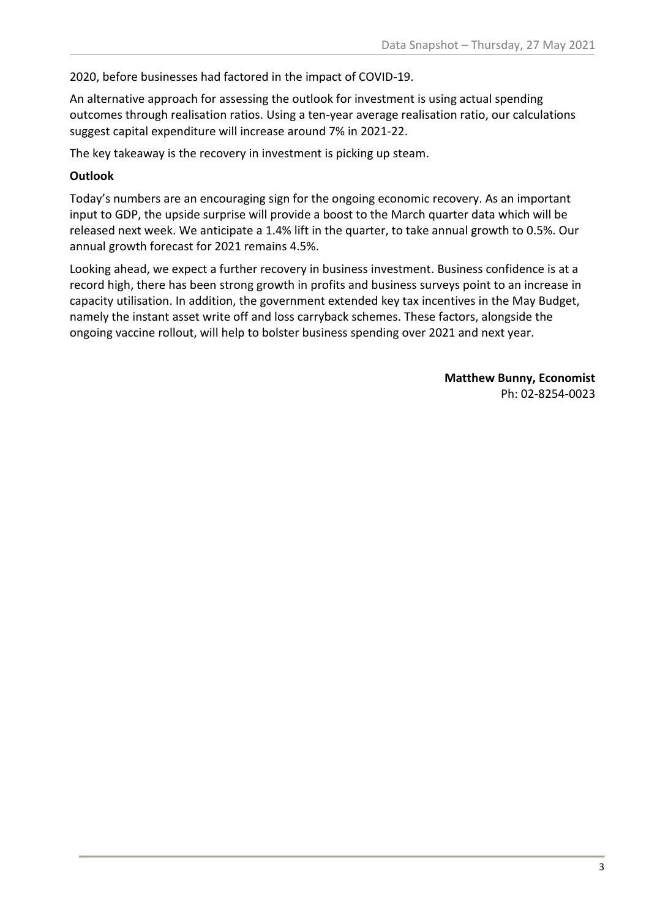2020, before businesses had factored in the impact of COVID-19.

An alternative approach for assessing the outlook for investment is using actual spending outcomes through realisation ratios. Using a ten-year average realisation ratio, our calculations suggest capital expenditure will increase around 7% in 2021-22.

The key takeaway is the recovery in investment is picking up steam.

**Outlook**

Today's numbers are an encouraging sign for the ongoing economic recovery. As an important input to GDP, the upside surprise will provide a boost to the March quarter data which will be released next week. We anticipate a 1.4% lift in the quarter, to take annual growth to 0.5%. Our annual growth forecast for 2021 remains 4.5%.

Looking ahead, we expect a further recovery in business investment. Business confidence is at a record high, there has been strong growth in profits and business surveys point to an increase in capacity utilisation. In addition, the government extended key tax incentives in the May Budget, namely the instant asset write off and loss carryback schemes. These factors, alongside the ongoing vaccine rollout, will help to bolster business spending over 2021 and next year.

**Matthew Bunny, Economist**
Ph: 02-8254-0023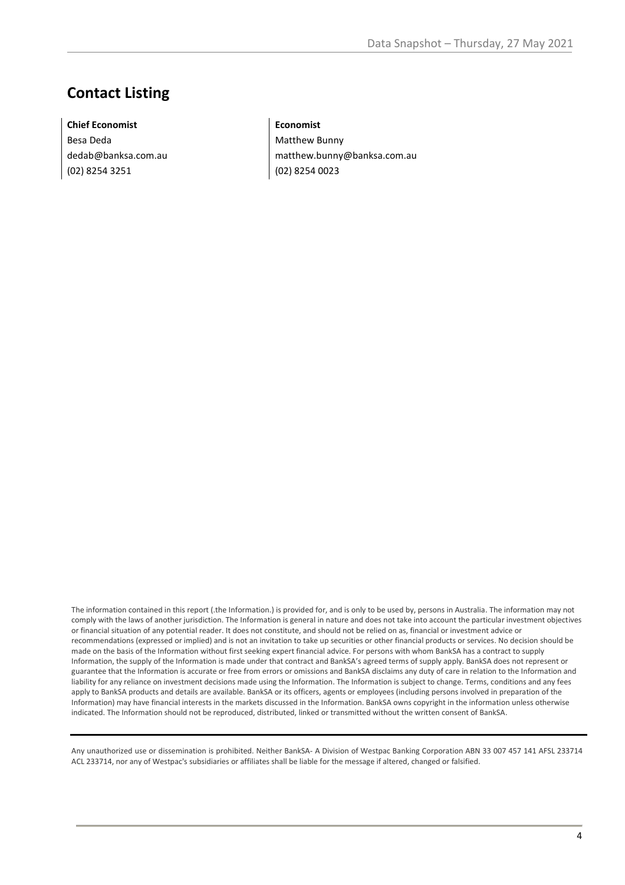## Contact Listing

**Chief Economist**
Besa Deda
dedab@banksa.com.au
(02) 8254 3251

**Economist**
Matthew Bunny
matthew.bunny@banksa.com.au
(02) 8254 0023

The information contained in this report (.the Information.) is provided for, and is only to be used by, persons in Australia. The information may not comply with the laws of another jurisdiction. The Information is general in nature and does not take into account the particular investment objectives or financial situation of any potential reader. It does not constitute, and should not be relied on as, financial or investment advice or recommendations (expressed or implied) and is not an invitation to take up securities or other financial products or services. No decision should be made on the basis of the Information without first seeking expert financial advice. For persons with whom BankSA has a contract to supply Information, the supply of the Information is made under that contract and BankSA's agreed terms of supply apply. BankSA does not represent or guarantee that the Information is accurate or free from errors or omissions and BankSA disclaims any duty of care in relation to the Information and liability for any reliance on investment decisions made using the Information. The Information is subject to change. Terms, conditions and any fees apply to BankSA products and details are available. BankSA or its officers, agents or employees (including persons involved in preparation of the Information) may have financial interests in the markets discussed in the Information. BankSA owns copyright in the information unless otherwise indicated. The Information should not be reproduced, distributed, linked or transmitted without the written consent of BankSA.

Any unauthorized use or dissemination is prohibited. Neither BankSA- A Division of Westpac Banking Corporation ABN 33 007 457 141 AFSL 233714 ACL 233714, nor any of Westpac's subsidiaries or affiliates shall be liable for the message if altered, changed or falsified.